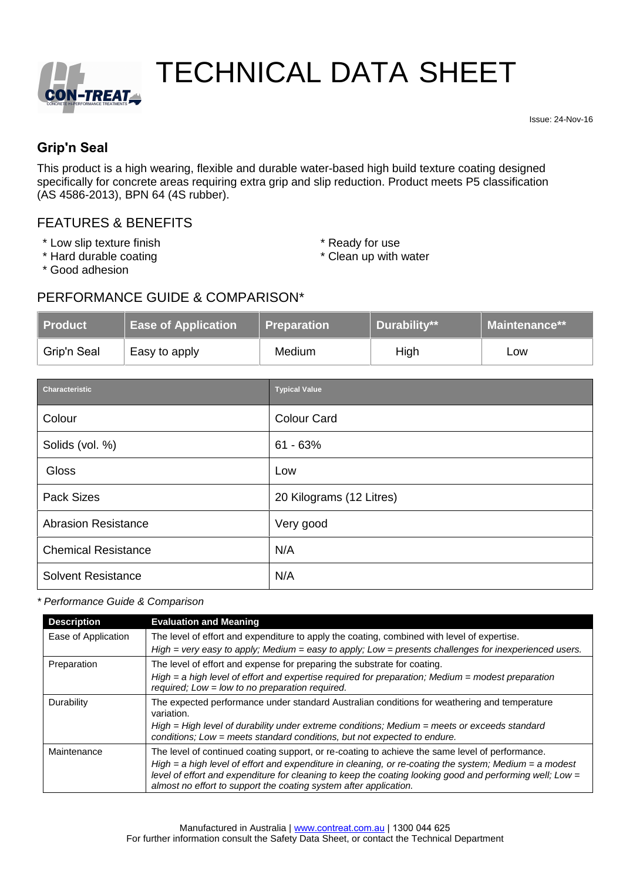# TECHNICAL DATA SHEET

Issue: 24-Nov-16

## Grip'n Seal

This product is a high wearing, flexible and durable water-based high build texture coating designed specifically for concrete areas requiring extra grip and slip reduction. Product meets P5 classification (AS 4586-2013), BPN 64 (4S rubber).

### FEATURES & BENEFITS

* Low slip texture finish
* Hard durable coating
* Good adhesion
* Ready for use
* Clean up with water

### PERFORMANCE GUIDE & COMPARISON*

| Product | Ease of Application | Preparation | Durability** | Maintenance** |
|---|---|---|---|---|
| Grip'n Seal | Easy to apply | Medium | High | Low |

| Characteristic | Typical Value |
|---|---|
| Colour | Colour Card |
| Solids (vol. %) | 61 - 63% |
| Gloss | Low |
| Pack Sizes | 20 Kilograms (12 Litres) |
| Abrasion Resistance | Very good |
| Chemical Resistance | N/A |
| Solvent Resistance | N/A |

*\* Performance Guide & Comparison*

| Description | Evaluation and Meaning |
|---|---|
| Ease of Application | The level of effort and expenditure to apply the coating, combined with level of expertise. *High = very easy to apply; Medium = easy to apply; Low = presents challenges for inexperienced users.* |
| Preparation | The level of effort and expense for preparing the substrate for coating. *High = a high level of effort and expertise required for preparation; Medium = modest preparation required; Low = low to no preparation required.* |
| Durability | The expected performance under standard Australian conditions for weathering and temperature variation. *High = High level of durability under extreme conditions; Medium = meets or exceeds standard conditions; Low = meets standard conditions, but not expected to endure.* |
| Maintenance | The level of continued coating support, or re-coating to achieve the same level of performance. *High = a high level of effort and expenditure in cleaning, or re-coating the system; Medium = a modest level of effort and expenditure for cleaning to keep the coating looking good and performing well; Low = almost no effort to support the coating system after application.* |

Manufactured in Australia | www.contreat.com.au | 1300 044 625
For further information consult the Safety Data Sheet, or contact the Technical Department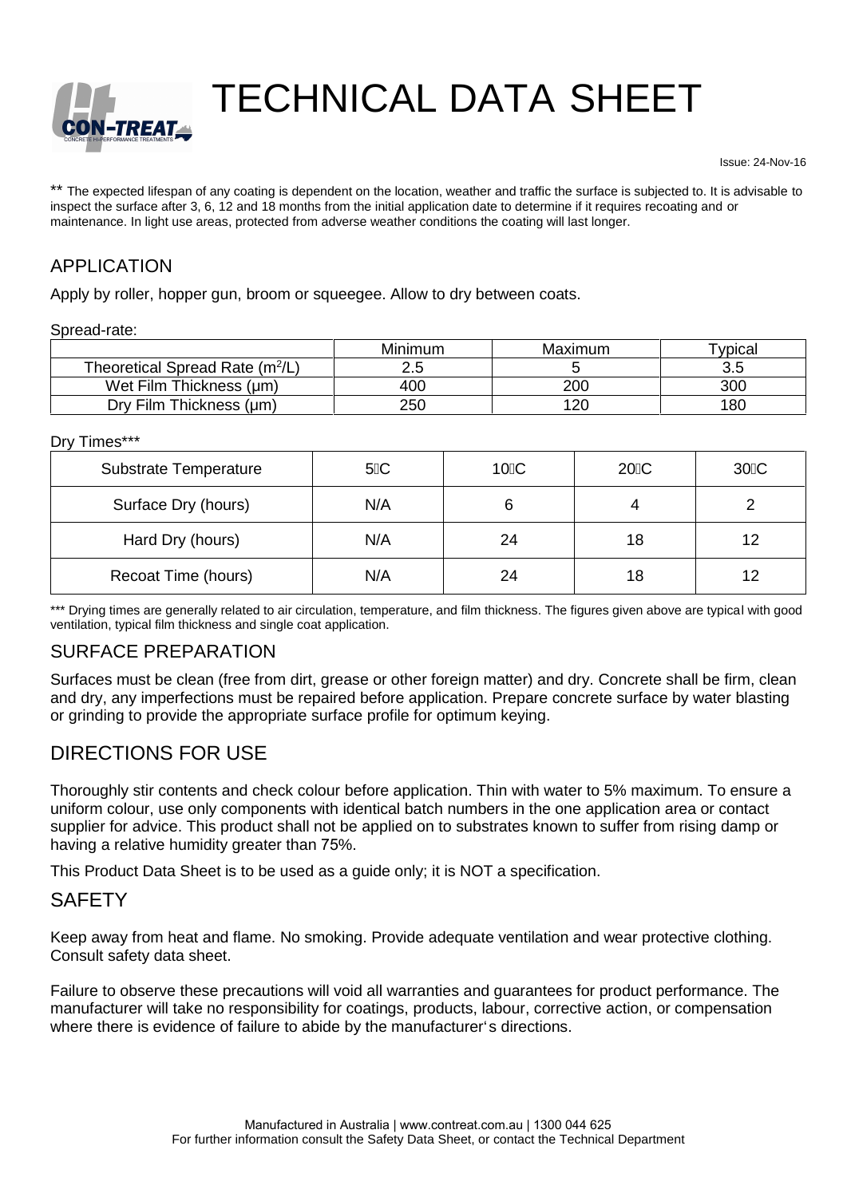# TECHNICAL DATA SHEET

Issue: 24-Nov-16

** The expected lifespan of any coating is dependent on the location, weather and traffic the surface is subjected to. It is advisable to inspect the surface after 3, 6, 12 and 18 months from the initial application date to determine if it requires recoating and or maintenance. In light use areas, protected from adverse weather conditions the coating will last longer.

## APPLICATION

Apply by roller, hopper gun, broom or squeegee. Allow to dry between coats.

Spread-rate:

| | Minimum | Maximum | Typical |
|---|---|---|---|
| Theoretical Spread Rate ($m^2$/L) | 2.5 | 5 | 3.5 |
| Wet Film Thickness (µm) | 400 | 200 | 300 |
| Dry Film Thickness (µm) | 250 | 120 | 180 |

Dry Times***

| Substrate Temperature | 5°C | 10°C | 20°C | 30°C |
|---|---|---|---|---|
| Surface Dry (hours) | N/A | 6 | 4 | 2 |
| Hard Dry (hours) | N/A | 24 | 18 | 12 |
| Recoat Time (hours) | N/A | 24 | 18 | 12 |

*** Drying times are generally related to air circulation, temperature, and film thickness. The figures given above are typical with good ventilation, typical film thickness and single coat application.

## SURFACE PREPARATION

Surfaces must be clean (free from dirt, grease or other foreign matter) and dry. Concrete shall be firm, clean and dry, any imperfections must be repaired before application. Prepare concrete surface by water blasting or grinding to provide the appropriate surface profile for optimum keying.

## DIRECTIONS FOR USE

Thoroughly stir contents and check colour before application. Thin with water to 5% maximum. To ensure a uniform colour, use only components with identical batch numbers in the one application area or contact supplier for advice. This product shall not be applied on to substrates known to suffer from rising damp or having a relative humidity greater than 75%.

This Product Data Sheet is to be used as a guide only; it is NOT a specification.

## SAFETY

Keep away from heat and flame. No smoking. Provide adequate ventilation and wear protective clothing. Consult safety data sheet.

Failure to observe these precautions will void all warranties and guarantees for product performance. The manufacturer will take no responsibility for coatings, products, labour, corrective action, or compensation where there is evidence of failure to abide by the manufacturer's directions.

Manufactured in Australia | www.contreat.com.au | 1300 044 625
For further information consult the Safety Data Sheet, or contact the Technical Department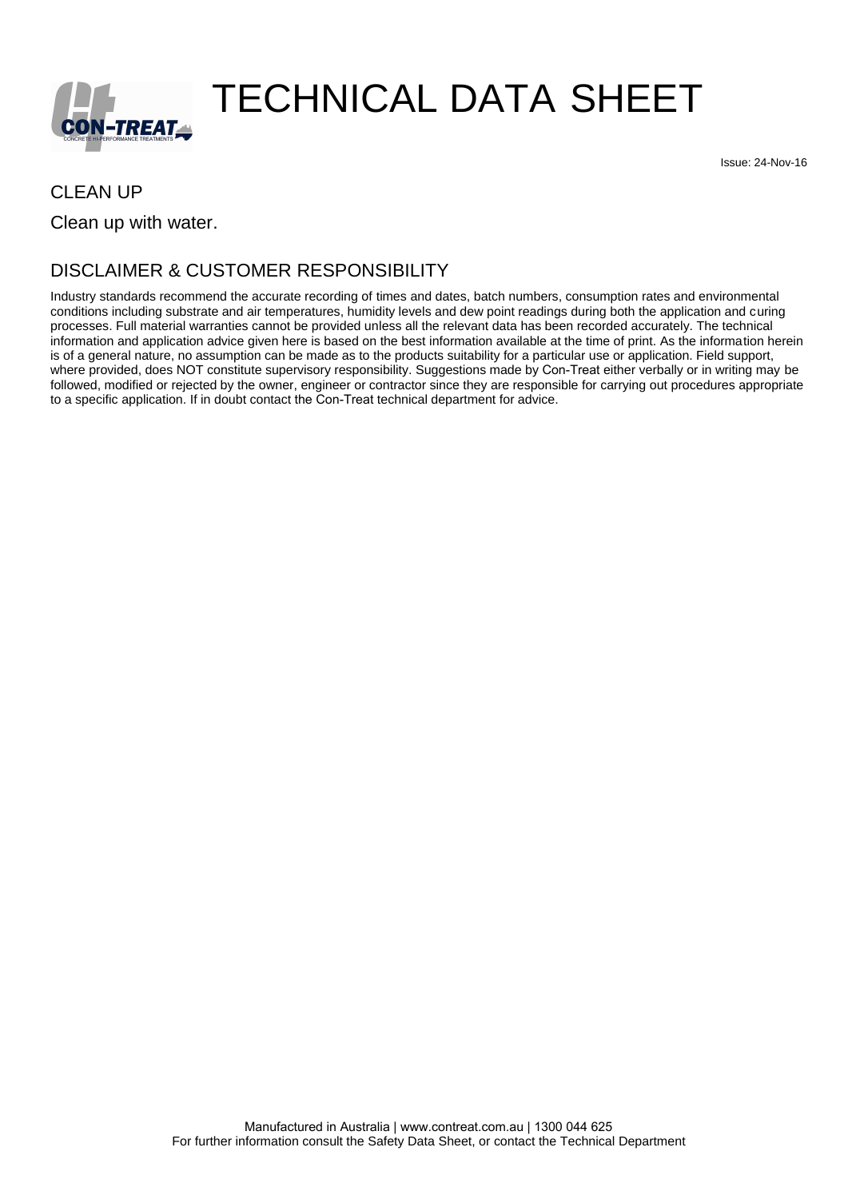## CLEAN UP

Clean up with water.

## DISCLAIMER & CUSTOMER RESPONSIBILITY

Industry standards recommend the accurate recording of times and dates, batch numbers, consumption rates and environmental conditions including substrate and air temperatures, humidity levels and dew point readings during both the application and curing processes. Full material warranties cannot be provided unless all the relevant data has been recorded accurately. The technical information and application advice given here is based on the best information available at the time of print. As the information herein is of a general nature, no assumption can be made as to the products suitability for a particular use or application. Field support, where provided, does NOT constitute supervisory responsibility. Suggestions made by Con-Treat either verbally or in writing may be followed, modified or rejected by the owner, engineer or contractor since they are responsible for carrying out procedures appropriate to a specific application. If in doubt contact the Con-Treat technical department for advice.